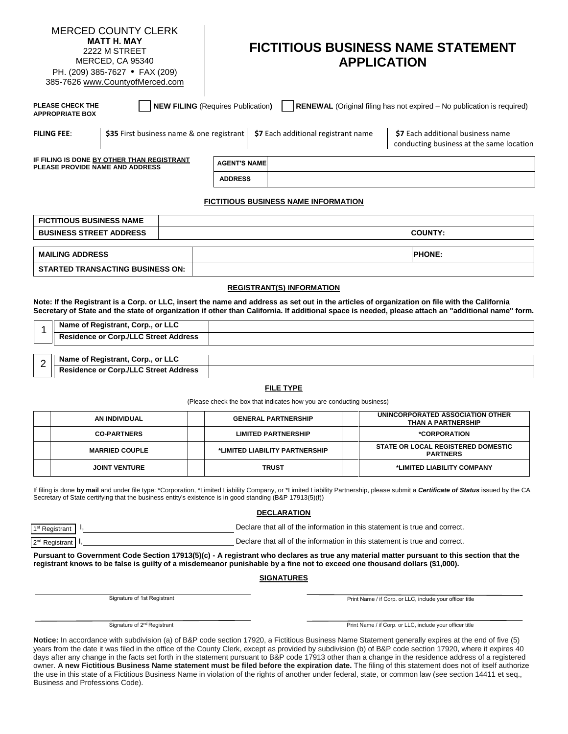MERCED COUNTY CLERK
**MATT H. MAY**
2222 M STREET
MERCED, CA 95340
PH. (209) 385-7627 • FAX (209) 385-7626 www.CountyofMerced.com

# FICTITIOUS BUSINESS NAME STATEMENT APPLICATION

**PLEASE CHECK THE APPROPRIATE BOX** ☐ **NEW FILING** (Requires Publication**)** ☐ **RENEWAL** (Original filing has not expired – No publication is required)

**FILING FEE**: **$35** First business name & one registrant | **$7** Each additional registrant name | **$7** Each additional business name conducting business at the same location

**IF FILING IS DONE BY OTHER THAN REGISTRANT PLEASE PROVIDE NAME AND ADDRESS**

| | |
|---|---|
| **AGENT'S NAME** | |
| **ADDRESS** | |

## FICTITIOUS BUSINESS NAME INFORMATION

| | | |
|---|---|---|
| **FICTITIOUS BUSINESS NAME** | | |
| **BUSINESS STREET ADDRESS** | | **COUNTY:** |

| | | |
|---|---|---|
| **MAILING ADDRESS** | | **PHONE:** |
| **STARTED TRANSACTING BUSINESS ON:** | | |

## REGISTRANT(S) INFORMATION

**Note: If the Registrant is a Corp. or LLC, insert the name and address as set out in the articles of organization on file with the California Secretary of State and the state of organization if other than California. If additional space is needed, please attach an "additional name" form.**

| | | |
|---|---|---|
| 1 | **Name of Registrant, Corp., or LLC** | |
| | **Residence or Corp./LLC Street Address** | |

| | | |
|---|---|---|
| 2 | **Name of Registrant, Corp., or LLC** | |
| | **Residence or Corp./LLC Street Address** | |

## FILE TYPE

(Please check the box that indicates how you are conducting business)

| | | | | | |
|---|---|---|---|---|---|
| | **AN INDIVIDUAL** | | **GENERAL PARTNERSHIP** | | **UNINCORPORATED ASSOCIATION OTHER THAN A PARTNERSHIP** |
| | **CO-PARTNERS** | | **LIMITED PARTNERSHIP** | | ***CORPORATION** |
| | **MARRIED COUPLE** | | ***LIMITED LIABILITY PARTNERSHIP** | | **STATE OR LOCAL REGISTERED DOMESTIC PARTNERS** |
| | **JOINT VENTURE** | | **TRUST** | | ***LIMITED LIABILITY COMPANY** |

If filing is done **by mail** and under file type: *Corporation, *Limited Liability Company, or *Limited Liability Partnership, please submit a ***Certificate of Status*** issued by the CA Secretary of State certifying that the business entity's existence is in good standing (B&P 17913(5)(f))

## DECLARATION

1st Registrant I, ______________________ Declare that all of the information in this statement is true and correct.

2nd Registrant I, ______________________ Declare that all of the information in this statement is true and correct.

**Pursuant to Government Code Section 17913(5)(c) - A registrant who declares as true any material matter pursuant to this section that the registrant knows to be false is guilty of a misdemeanor punishable by a fine not to exceed one thousand dollars ($1,000).**

## SIGNATURES

______________________ Signature of 1st Registrant ______________________ Print Name / if Corp. or LLC, include your officer title

______________________ Signature of 2nd Registrant ______________________ Print Name / if Corp. or LLC, include your officer title

**Notice:** In accordance with subdivision (a) of B&P code section 17920, a Fictitious Business Name Statement generally expires at the end of five (5) years from the date it was filed in the office of the County Clerk, except as provided by subdivision (b) of B&P code section 17920, where it expires 40 days after any change in the facts set forth in the statement pursuant to B&P code 17913 other than a change in the residence address of a registered owner. **A new Fictitious Business Name statement must be filed before the expiration date.** The filing of this statement does not of itself authorize the use in this state of a Fictitious Business Name in violation of the rights of another under federal, state, or common law (see section 14411 et seq., Business and Professions Code).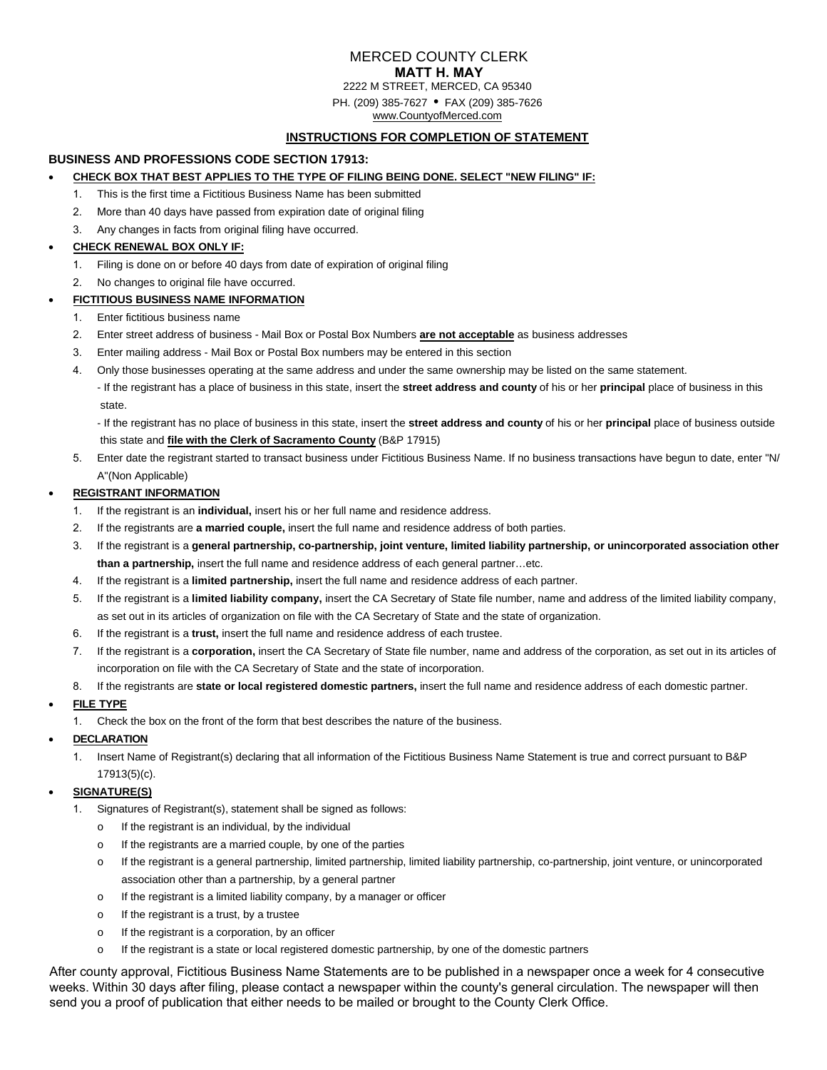MERCED COUNTY CLERK

**MATT H. MAY**

2222 M STREET, MERCED, CA 95340

PH. (209) 385-7627 • FAX (209) 385-7626

www.CountyofMerced.com

## INSTRUCTIONS FOR COMPLETION OF STATEMENT

**BUSINESS AND PROFESSIONS CODE SECTION 17913:**

- **CHECK BOX THAT BEST APPLIES TO THE TYPE OF FILING BEING DONE. SELECT "NEW FILING" IF:**
  1. This is the first time a Fictitious Business Name has been submitted
  2. More than 40 days have passed from expiration date of original filing
  3. Any changes in facts from original filing have occurred.
- **CHECK RENEWAL BOX ONLY IF:**
  1. Filing is done on or before 40 days from date of expiration of original filing
  2. No changes to original file have occurred.
- **FICTITIOUS BUSINESS NAME INFORMATION**
  1. Enter fictitious business name
  2. Enter street address of business - Mail Box or Postal Box Numbers **are not acceptable** as business addresses
  3. Enter mailing address - Mail Box or Postal Box numbers may be entered in this section
  4. Only those businesses operating at the same address and under the same ownership may be listed on the same statement.
     - If the registrant has a place of business in this state, insert the **street address and county** of his or her **principal** place of business in this state.
     - If the registrant has no place of business in this state, insert the **street address and county** of his or her **principal** place of business outside this state and **file with the Clerk of Sacramento County** (B&P 17915)
  5. Enter date the registrant started to transact business under Fictitious Business Name. If no business transactions have begun to date, enter "N/A"(Non Applicable)
- **REGISTRANT INFORMATION**
  1. If the registrant is an **individual,** insert his or her full name and residence address.
  2. If the registrants are **a married couple,** insert the full name and residence address of both parties.
  3. If the registrant is a **general partnership, co-partnership, joint venture, limited liability partnership, or unincorporated association other than a partnership,** insert the full name and residence address of each general partner…etc.
  4. If the registrant is a **limited partnership,** insert the full name and residence address of each partner.
  5. If the registrant is a **limited liability company,** insert the CA Secretary of State file number, name and address of the limited liability company, as set out in its articles of organization on file with the CA Secretary of State and the state of organization.
  6. If the registrant is a **trust,** insert the full name and residence address of each trustee.
  7. If the registrant is a **corporation,** insert the CA Secretary of State file number, name and address of the corporation, as set out in its articles of incorporation on file with the CA Secretary of State and the state of incorporation.
  8. If the registrants are **state or local registered domestic partners,** insert the full name and residence address of each domestic partner.
- **FILE TYPE**
  1. Check the box on the front of the form that best describes the nature of the business.
- **DECLARATION**
  1. Insert Name of Registrant(s) declaring that all information of the Fictitious Business Name Statement is true and correct pursuant to B&P 17913(5)(c).
- **SIGNATURE(S)**
  1. Signatures of Registrant(s), statement shall be signed as follows:
     - If the registrant is an individual, by the individual
     - If the registrants are a married couple, by one of the parties
     - If the registrant is a general partnership, limited partnership, limited liability partnership, co-partnership, joint venture, or unincorporated association other than a partnership, by a general partner
     - If the registrant is a limited liability company, by a manager or officer
     - If the registrant is a trust, by a trustee
     - If the registrant is a corporation, by an officer
     - If the registrant is a state or local registered domestic partnership, by one of the domestic partners

After county approval, Fictitious Business Name Statements are to be published in a newspaper once a week for 4 consecutive weeks. Within 30 days after filing, please contact a newspaper within the county's general circulation. The newspaper will then send you a proof of publication that either needs to be mailed or brought to the County Clerk Office.